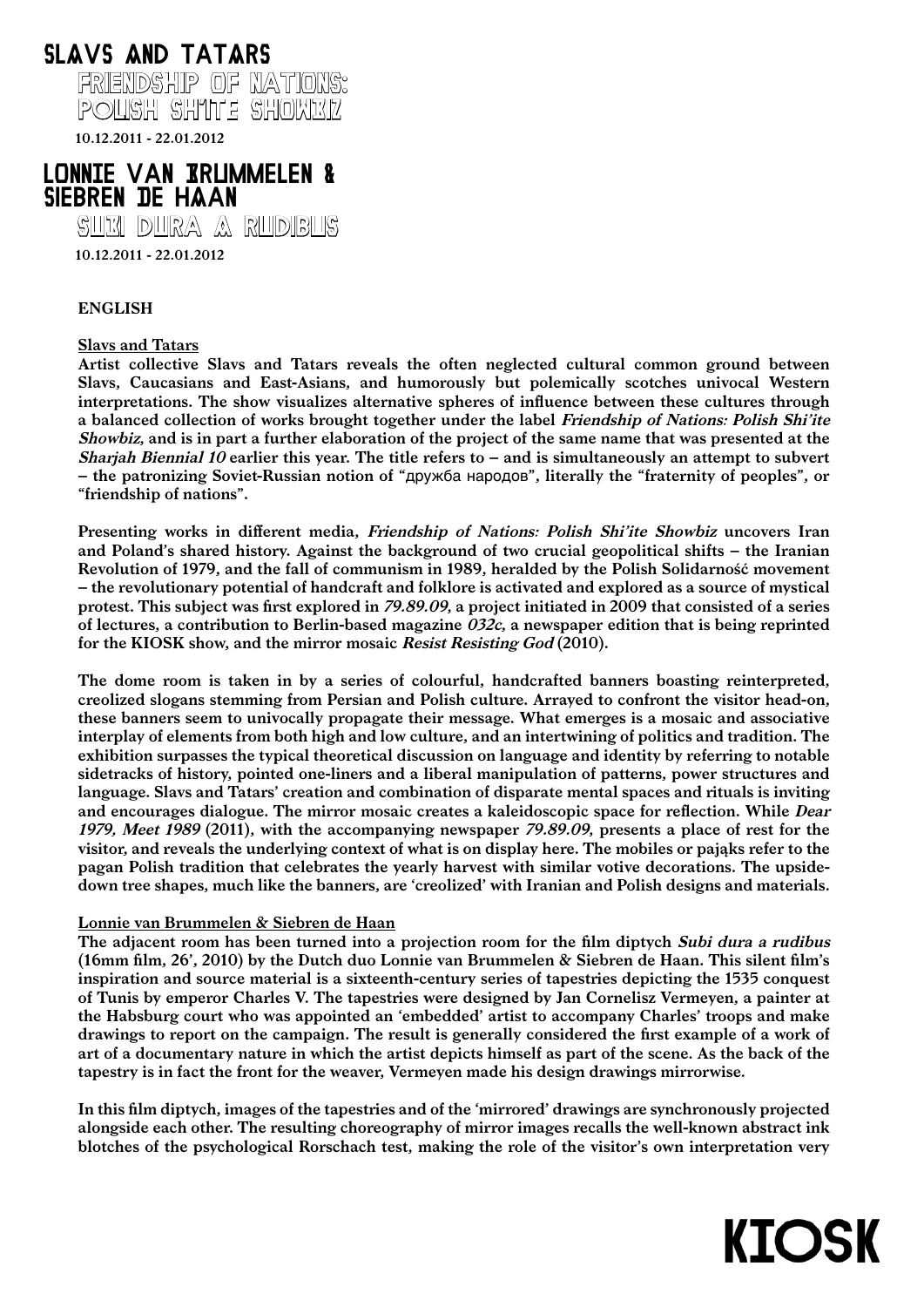# SLAVS AND TATARS

## FRIENDSHIP OF NATIONS: POLISH SHI'ITE SHOWBIZ

10.12.2011 - 22.01.2012

# LONNIE VAN BRUMMELEN & SIEBREN DE HAAN

## SUBI DURA A RUDIBUS

10.12.2011 - 22.01.2012

**ENGLISH**

**Slavs and Tatars**

**Artist collective Slavs and Tatars reveals the often neglected cultural common ground between Slavs, Caucasians and East-Asians, and humorously but polemically scotches univocal Western interpretations. The show visualizes alternative spheres of influence between these cultures through a balanced collection of works brought together under the label *Friendship of Nations: Polish Shi'ite Showbiz*, and is in part a further elaboration of the project of the same name that was presented at the *Sharjah Biennial 10* earlier this year. The title refers to – and is simultaneously an attempt to subvert – the patronizing Soviet-Russian notion of "дружба народов", literally the "fraternity of peoples", or "friendship of nations".**

**Presenting works in different media, *Friendship of Nations: Polish Shi'ite Showbiz* uncovers Iran and Poland's shared history. Against the background of two crucial geopolitical shifts – the Iranian Revolution of 1979, and the fall of communism in 1989, heralded by the Polish Solidarność movement – the revolutionary potential of handcraft and folklore is activated and explored as a source of mystical protest. This subject was first explored in *79.89.09*, a project initiated in 2009 that consisted of a series of lectures, a contribution to Berlin-based magazine *032c*, a newspaper edition that is being reprinted for the KIOSK show, and the mirror mosaic *Resist Resisting God* (2010).**

**The dome room is taken in by a series of colourful, handcrafted banners boasting reinterpreted, creolized slogans stemming from Persian and Polish culture. Arrayed to confront the visitor head-on, these banners seem to univocally propagate their message. What emerges is a mosaic and associative interplay of elements from both high and low culture, and an intertwining of politics and tradition. The exhibition surpasses the typical theoretical discussion on language and identity by referring to notable sidetracks of history, pointed one-liners and a liberal manipulation of patterns, power structures and language. Slavs and Tatars' creation and combination of disparate mental spaces and rituals is inviting and encourages dialogue. The mirror mosaic creates a kaleidoscopic space for reflection. While *Dear 1979, Meet 1989* (2011), with the accompanying newspaper *79.89.09*, presents a place of rest for the visitor, and reveals the underlying context of what is on display here. The mobiles or pająks refer to the pagan Polish tradition that celebrates the yearly harvest with similar votive decorations. The upside-down tree shapes, much like the banners, are 'creolized' with Iranian and Polish designs and materials.**

**Lonnie van Brummelen & Siebren de Haan**

**The adjacent room has been turned into a projection room for the film diptych *Subi dura a rudibus* (16mm film, 26', 2010) by the Dutch duo Lonnie van Brummelen & Siebren de Haan. This silent film's inspiration and source material is a sixteenth-century series of tapestries depicting the 1535 conquest of Tunis by emperor Charles V. The tapestries were designed by Jan Cornelisz Vermeyen, a painter at the Habsburg court who was appointed an 'embedded' artist to accompany Charles' troops and make drawings to report on the campaign. The result is generally considered the first example of a work of art of a documentary nature in which the artist depicts himself as part of the scene. As the back of the tapestry is in fact the front for the weaver, Vermeyen made his design drawings mirrorwise.**

**In this film diptych, images of the tapestries and of the 'mirrored' drawings are synchronously projected alongside each other. The resulting choreography of mirror images recalls the well-known abstract ink blotches of the psychological Rorschach test, making the role of the visitor's own interpretation very**

KIOSK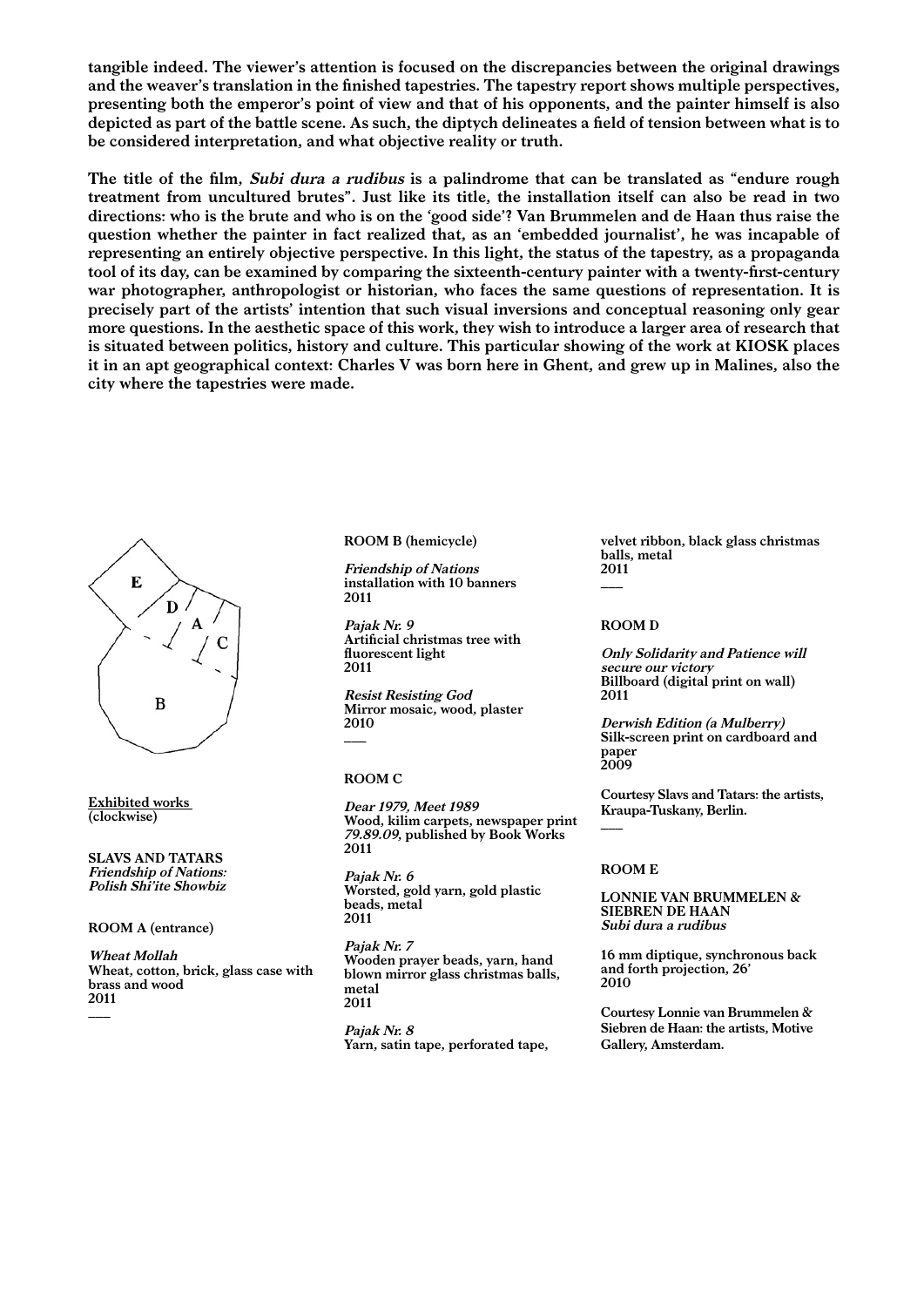**tangible indeed. The viewer's attention is focused on the discrepancies between the original drawings and the weaver's translation in the finished tapestries. The tapestry report shows multiple perspectives, presenting both the emperor's point of view and that of his opponents, and the painter himself is also depicted as part of the battle scene. As such, the diptych delineates a field of tension between what is to be considered interpretation, and what objective reality or truth.**

**The title of the film, *Subi dura a rudibus* is a palindrome that can be translated as "endure rough treatment from uncultured brutes". Just like its title, the installation itself can also be read in two directions: who is the brute and who is on the 'good side'? Van Brummelen and de Haan thus raise the question whether the painter in fact realized that, as an 'embedded journalist', he was incapable of representing an entirely objective perspective. In this light, the status of the tapestry, as a propaganda tool of its day, can be examined by comparing the sixteenth-century painter with a twenty-first-century war photographer, anthropologist or historian, who faces the same questions of representation. It is precisely part of the artists' intention that such visual inversions and conceptual reasoning only gear more questions. In the aesthetic space of this work, they wish to introduce a larger area of research that is situated between politics, history and culture. This particular showing of the work at KIOSK places it in an apt geographical context: Charles V was born here in Ghent, and grew up in Malines, also the city where the tapestries were made.**

E
D
A
C
B

**Exhibited works**
**(clockwise)**

**SLAVS AND TATARS**
***Friendship of Nations: Polish Shi'ite Showbiz***

**ROOM A (entrance)**

***Wheat Mollah***
**Wheat, cotton, brick, glass case with brass and wood**
**2011**

---

**ROOM B (hemicycle)**

***Friendship of Nations***
**installation with 10 banners**
**2011**

***Pajak Nr. 9***
**Artificial christmas tree with fluorescent light**
**2011**

***Resist Resisting God***
**Mirror mosaic, wood, plaster**
**2010**

---

**ROOM C**

***Dear 1979, Meet 1989***
**Wood, kilim carpets, newspaper print *79.89.09*, published by Book Works**
**2011**

***Pajak Nr. 6***
**Worsted, gold yarn, gold plastic beads, metal**
**2011**

***Pajak Nr. 7***
**Wooden prayer beads, yarn, hand blown mirror glass christmas balls, metal**
**2011**

***Pajak Nr. 8***
**Yarn, satin tape, perforated tape, velvet ribbon, black glass christmas balls, metal**
**2011**

---

**ROOM D**

***Only Solidarity and Patience will secure our victory***
**Billboard (digital print on wall)**
**2011**

***Derwish Edition (a Mulberry)***
**Silk-screen print on cardboard and paper**
**2009**

**Courtesy Slavs and Tatars: the artists, Kraupa-Tuskany, Berlin.**

---

**ROOM E**

**LONNIE VAN BRUMMELEN & SIEBREN DE HAAN**
***Subi dura a rudibus***

**16 mm diptique, synchronous back and forth projection, 26'**
**2010**

**Courtesy Lonnie van Brummelen & Siebren de Haan: the artists, Motive Gallery, Amsterdam.**